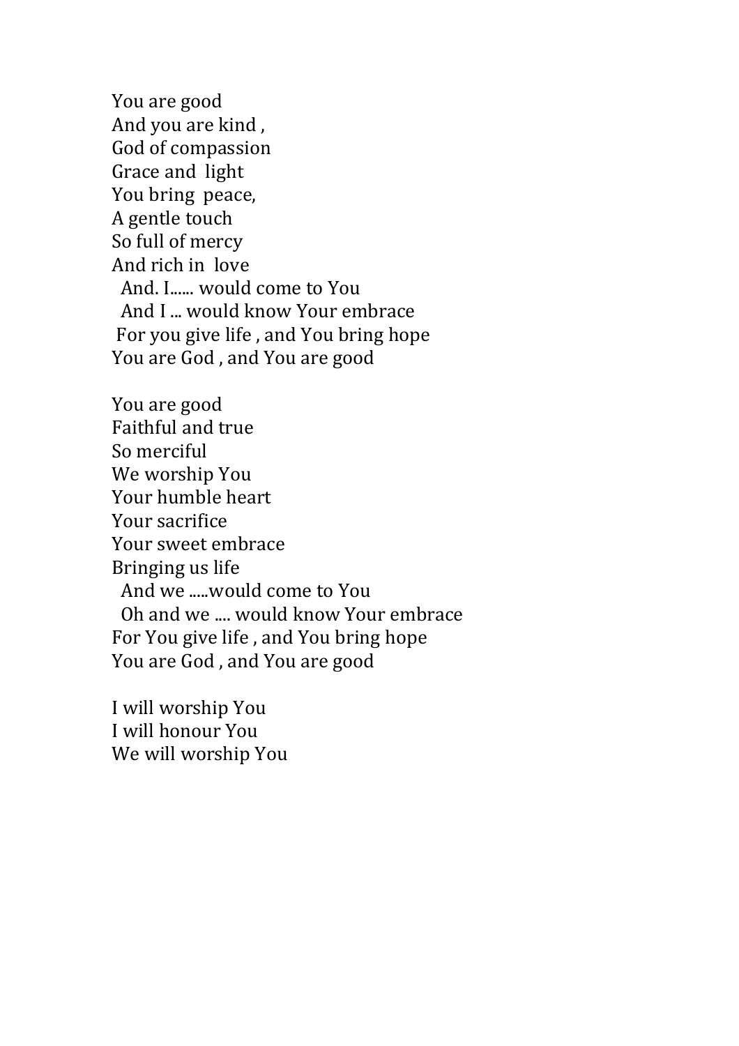You are good  
And you are kind ,  
God of compassion  
Grace and light  
You bring peace,  
A gentle touch  
So full of mercy  
And rich in love  
And. I...... would come to You  
And I ... would know Your embrace  
For you give life , and You bring hope  
You are God , and You are good

You are good  
Faithful and true  
So merciful  
We worship You  
Your humble heart  
Your sacrifice  
Your sweet embrace  
Bringing us life  
And we .....would come to You  
Oh and we .... would know Your embrace  
For You give life , and You bring hope  
You are God , and You are good

I will worship You  
I will honour You  
We will worship You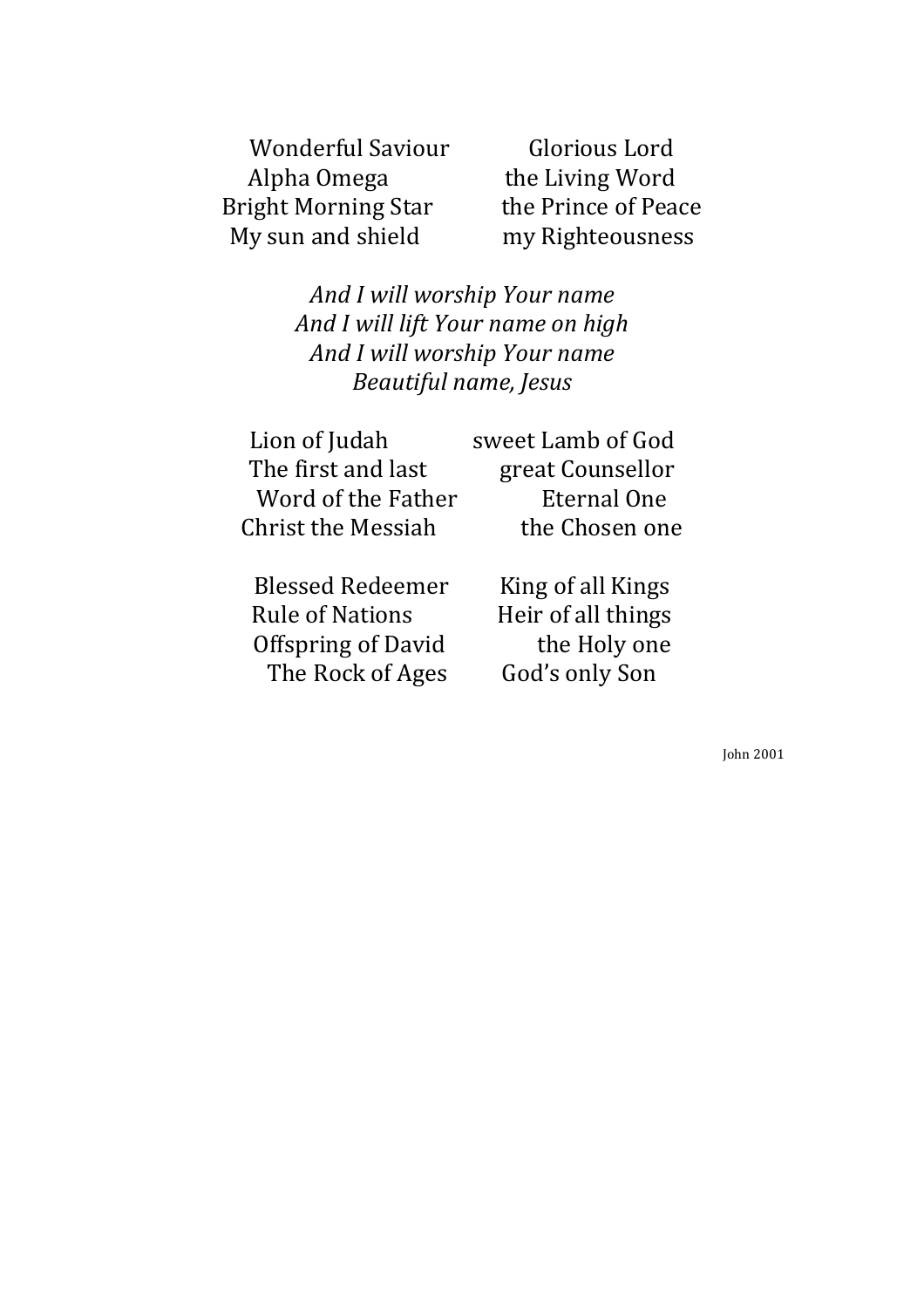Wonderful Saviour Glorious Lord
Alpha Omega the Living Word
Bright Morning Star the Prince of Peace
My sun and shield my Righteousness

*And I will worship Your name*
*And I will lift Your name on high*
*And I will worship Your name*
*Beautiful name, Jesus*

Lion of Judah sweet Lamb of God
The first and last great Counsellor
Word of the Father Eternal One
Christ the Messiah the Chosen one

Blessed Redeemer King of all Kings
Rule of Nations Heir of all things
Offspring of David the Holy one
The Rock of Ages God's only Son

John 2001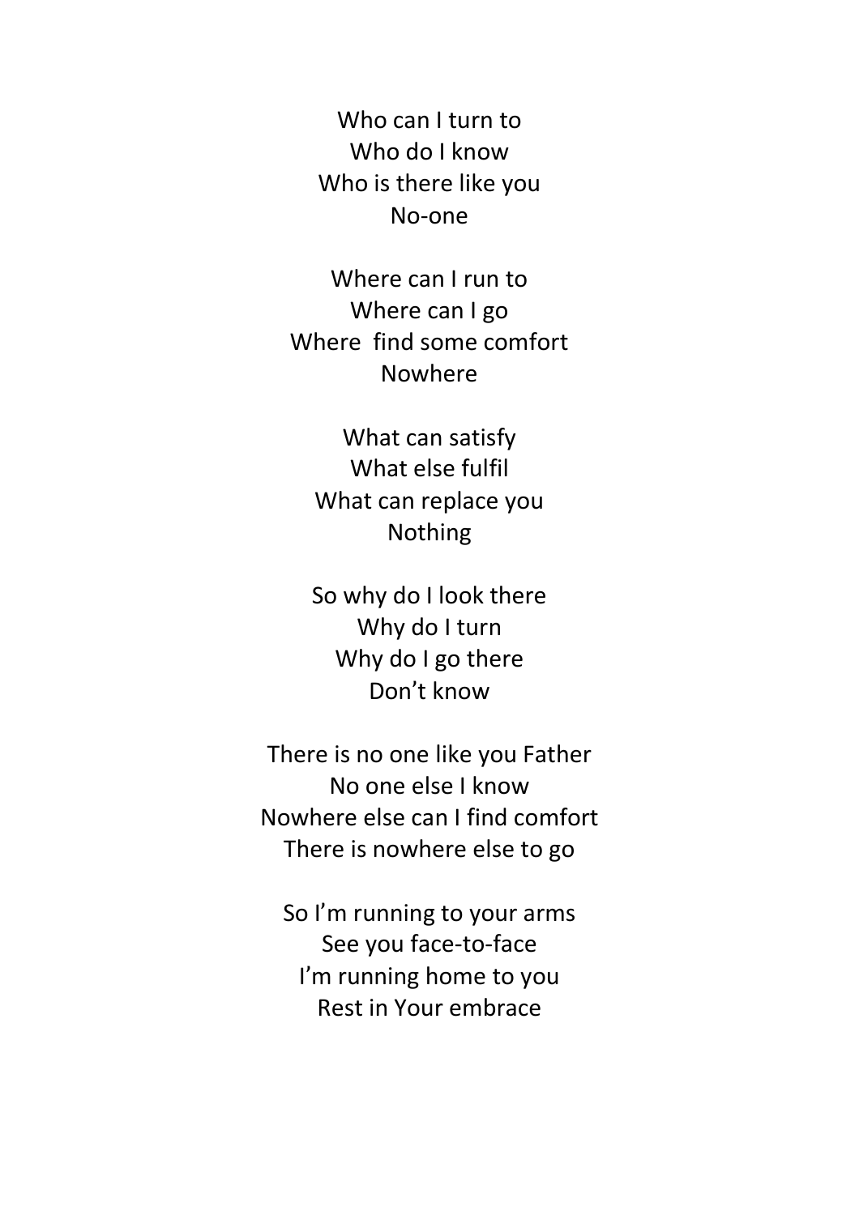Who can I turn to
Who do I know
Who is there like you
No-one

Where can I run to
Where can I go
Where  find some comfort
Nowhere

What can satisfy
What else fulfil
What can replace you
Nothing

So why do I look there
Why do I turn
Why do I go there
Don't know

There is no one like you Father
No one else I know
Nowhere else can I find comfort
There is nowhere else to go

So I'm running to your arms
See you face-to-face
I'm running home to you
Rest in Your embrace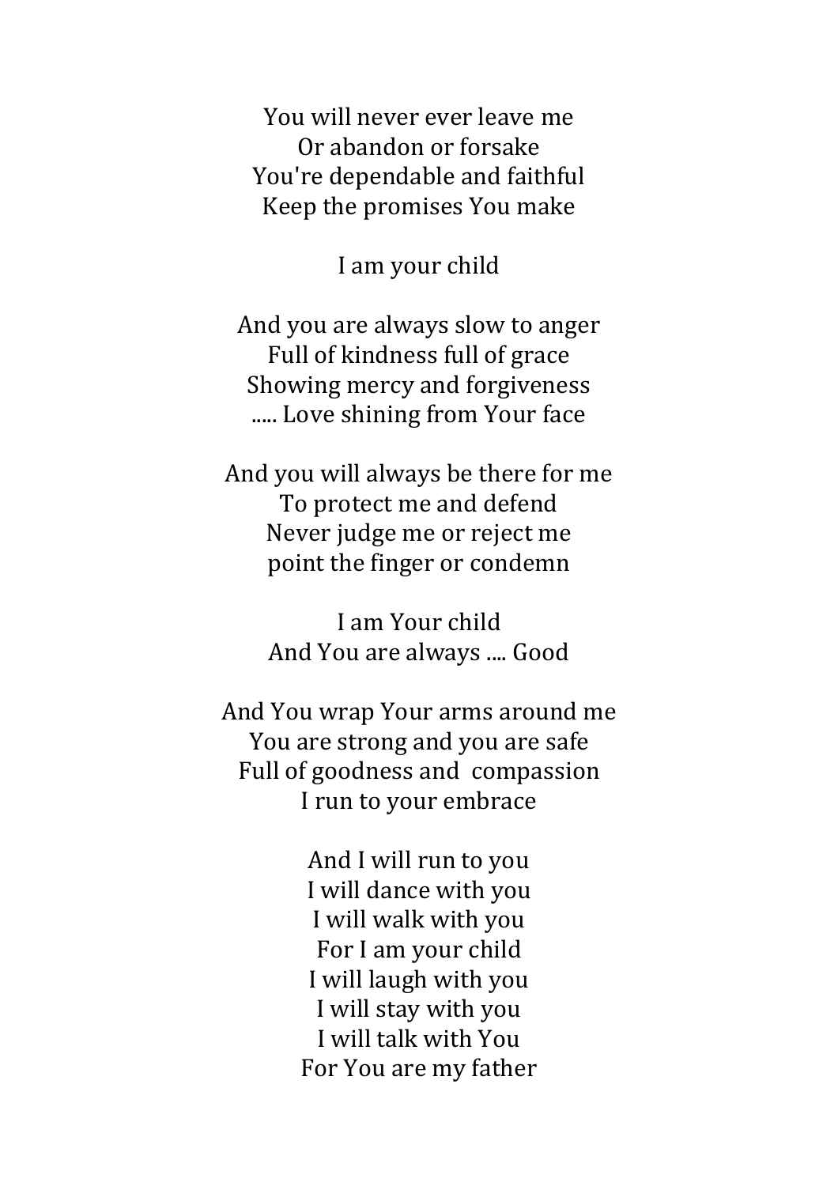You will never ever leave me
Or abandon or forsake
You're dependable and faithful
Keep the promises You make

I am your child

And you are always slow to anger
Full of kindness full of grace
Showing mercy and forgiveness
..... Love shining from Your face

And you will always be there for me
To protect me and defend
Never judge me or reject me
point the finger or condemn

I am Your child
And You are always .... Good

And You wrap Your arms around me
You are strong and you are safe
Full of goodness and compassion
I run to your embrace

And I will run to you
I will dance with you
I will walk with you
For I am your child
I will laugh with you
I will stay with you
I will talk with You
For You are my father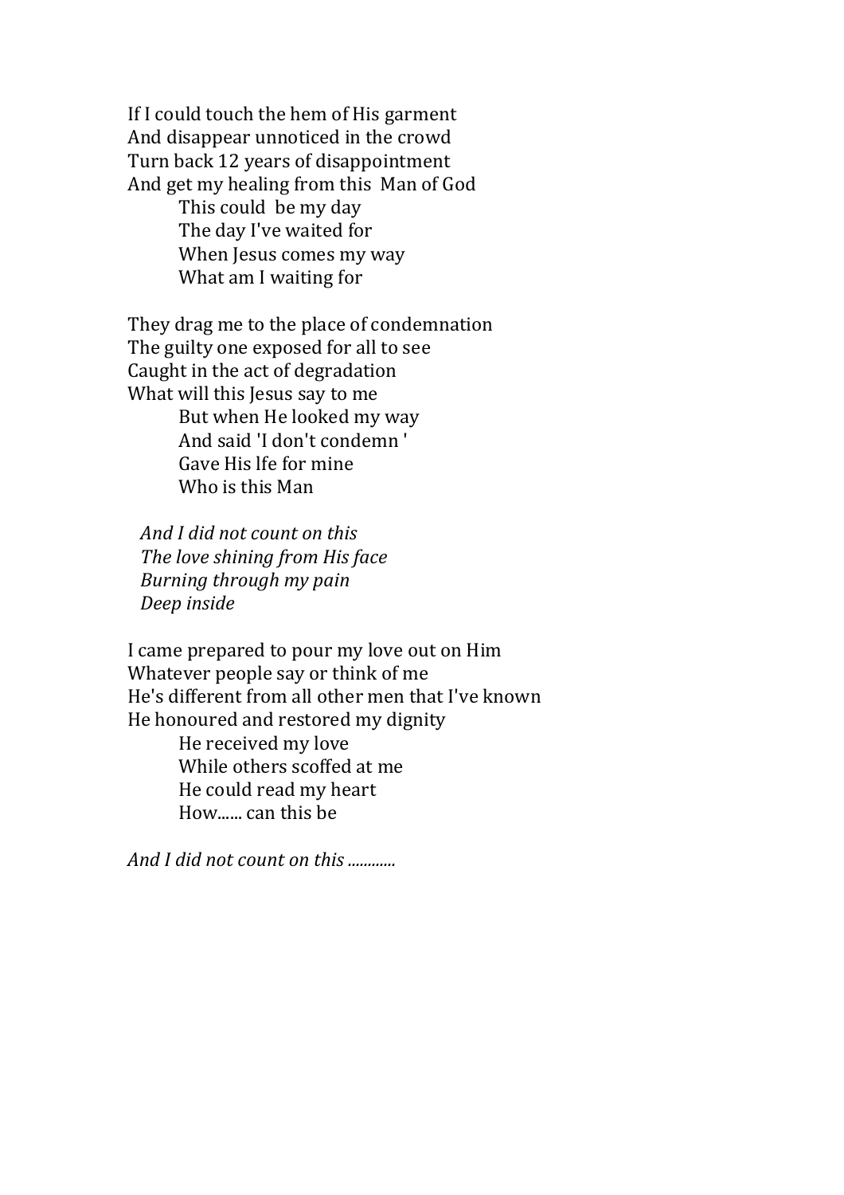If I could touch the hem of His garment  
And disappear unnoticed in the crowd  
Turn back 12 years of disappointment  
And get my healing from this Man of God  
&nbsp;&nbsp;&nbsp;&nbsp;&nbsp;&nbsp;&nbsp;&nbsp;This could be my day  
&nbsp;&nbsp;&nbsp;&nbsp;&nbsp;&nbsp;&nbsp;&nbsp;The day I've waited for  
&nbsp;&nbsp;&nbsp;&nbsp;&nbsp;&nbsp;&nbsp;&nbsp;When Jesus comes my way  
&nbsp;&nbsp;&nbsp;&nbsp;&nbsp;&nbsp;&nbsp;&nbsp;What am I waiting for

They drag me to the place of condemnation  
The guilty one exposed for all to see  
Caught in the act of degradation  
What will this Jesus say to me  
&nbsp;&nbsp;&nbsp;&nbsp;&nbsp;&nbsp;&nbsp;&nbsp;But when He looked my way  
&nbsp;&nbsp;&nbsp;&nbsp;&nbsp;&nbsp;&nbsp;&nbsp;And said 'I don't condemn '  
&nbsp;&nbsp;&nbsp;&nbsp;&nbsp;&nbsp;&nbsp;&nbsp;Gave His lfe for mine  
&nbsp;&nbsp;&nbsp;&nbsp;&nbsp;&nbsp;&nbsp;&nbsp;Who is this Man

&nbsp;&nbsp;*And I did not count on this*  
&nbsp;&nbsp;*The love shining from His face*  
&nbsp;&nbsp;*Burning through my pain*  
&nbsp;&nbsp;*Deep inside*

I came prepared to pour my love out on Him  
Whatever people say or think of me  
He's different from all other men that I've known  
He honoured and restored my dignity  
&nbsp;&nbsp;&nbsp;&nbsp;&nbsp;&nbsp;&nbsp;&nbsp;He received my love  
&nbsp;&nbsp;&nbsp;&nbsp;&nbsp;&nbsp;&nbsp;&nbsp;While others scoffed at me  
&nbsp;&nbsp;&nbsp;&nbsp;&nbsp;&nbsp;&nbsp;&nbsp;He could read my heart  
&nbsp;&nbsp;&nbsp;&nbsp;&nbsp;&nbsp;&nbsp;&nbsp;How...... can this be

*And I did not count on this ............*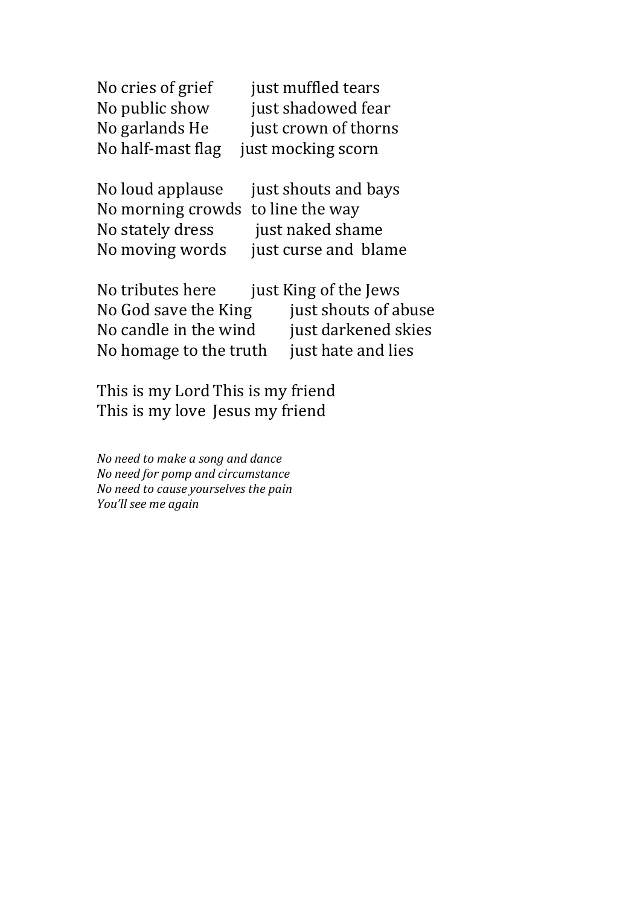No cries of grief just muffled tears  
No public show just shadowed fear  
No garlands He just crown of thorns  
No half-mast flag just mocking scorn

No loud applause just shouts and bays  
No morning crowds to line the way  
No stately dress just naked shame  
No moving words just curse and blame

No tributes here just King of the Jews  
No God save the King just shouts of abuse  
No candle in the wind just darkened skies  
No homage to the truth just hate and lies

This is my Lord This is my friend  
This is my love Jesus my friend

*No need to make a song and dance*  
*No need for pomp and circumstance*  
*No need to cause yourselves the pain*  
*You'll see me again*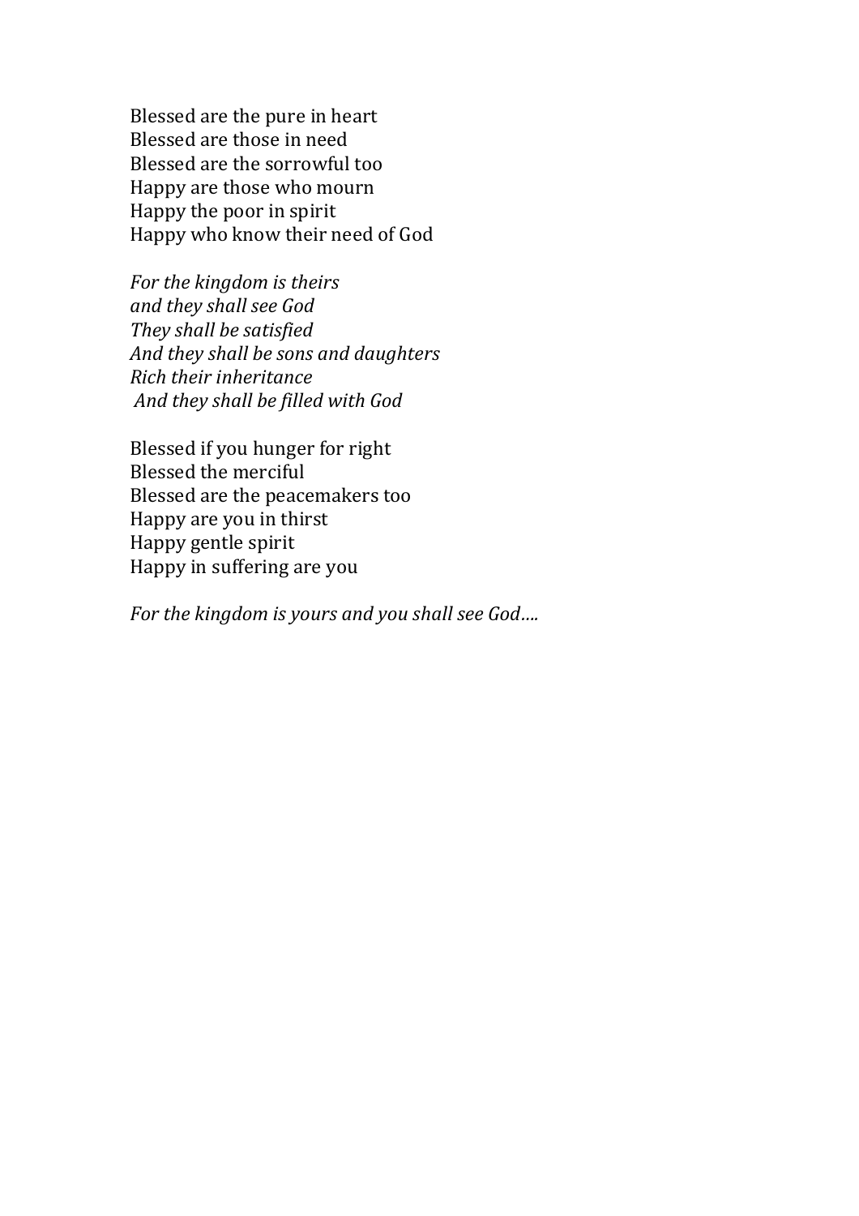Blessed are the pure in heart
Blessed are those in need
Blessed are the sorrowful too
Happy are those who mourn
Happy the poor in spirit
Happy who know their need of God

*For the kingdom is theirs*
*and they shall see God*
*They shall be satisfied*
*And they shall be sons and daughters*
*Rich their inheritance*
*And they shall be filled with God*

Blessed if you hunger for right
Blessed the merciful
Blessed are the peacemakers too
Happy are you in thirst
Happy gentle spirit
Happy in suffering are you

*For the kingdom is yours and you shall see God….*